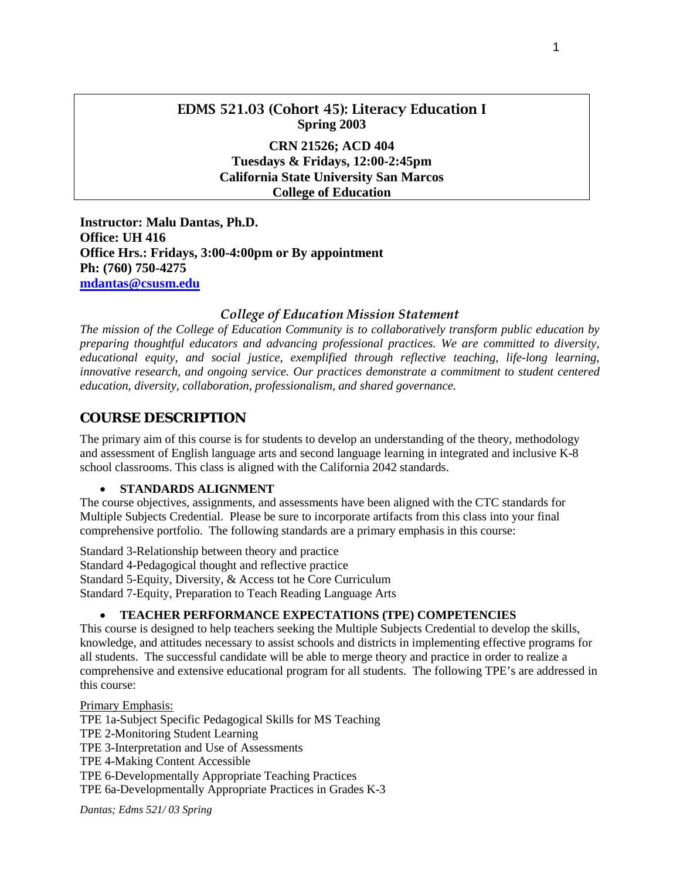# EDMS 521.03 (Cohort 45): Literacy Education I

**Spring 2003**

**CRN 21526; ACD 404**
**Tuesdays & Fridays, 12:00-2:45pm**
**California State University San Marcos**
**College of Education**

**Instructor: Malu Dantas, Ph.D.**
**Office: UH 416**
**Office Hrs.: Fridays, 3:00-4:00pm or By appointment**
**Ph: (760) 750-4275**
**[mdantas@csusm.edu](mailto:mdantas@csusm.edu)**

### *College of Education Mission Statement*

*The mission of the College of Education Community is to collaboratively transform public education by preparing thoughtful educators and advancing professional practices. We are committed to diversity, educational equity, and social justice, exemplified through reflective teaching, life-long learning, innovative research, and ongoing service. Our practices demonstrate a commitment to student centered education, diversity, collaboration, professionalism, and shared governance.*

## COURSE DESCRIPTION

The primary aim of this course is for students to develop an understanding of the theory, methodology and assessment of English language arts and second language learning in integrated and inclusive K-8 school classrooms. This class is aligned with the California 2042 standards.

- **STANDARDS ALIGNMENT**

The course objectives, assignments, and assessments have been aligned with the CTC standards for Multiple Subjects Credential. Please be sure to incorporate artifacts from this class into your final comprehensive portfolio. The following standards are a primary emphasis in this course:

Standard 3-Relationship between theory and practice
Standard 4-Pedagogical thought and reflective practice
Standard 5-Equity, Diversity, & Access tot he Core Curriculum
Standard 7-Equity, Preparation to Teach Reading Language Arts

- **TEACHER PERFORMANCE EXPECTATIONS (TPE) COMPETENCIES**

This course is designed to help teachers seeking the Multiple Subjects Credential to develop the skills, knowledge, and attitudes necessary to assist schools and districts in implementing effective programs for all students. The successful candidate will be able to merge theory and practice in order to realize a comprehensive and extensive educational program for all students. The following TPE's are addressed in this course:

<u>Primary Emphasis:</u>
TPE 1a-Subject Specific Pedagogical Skills for MS Teaching
TPE 2-Monitoring Student Learning
TPE 3-Interpretation and Use of Assessments
TPE 4-Making Content Accessible
TPE 6-Developmentally Appropriate Teaching Practices
TPE 6a-Developmentally Appropriate Practices in Grades K-3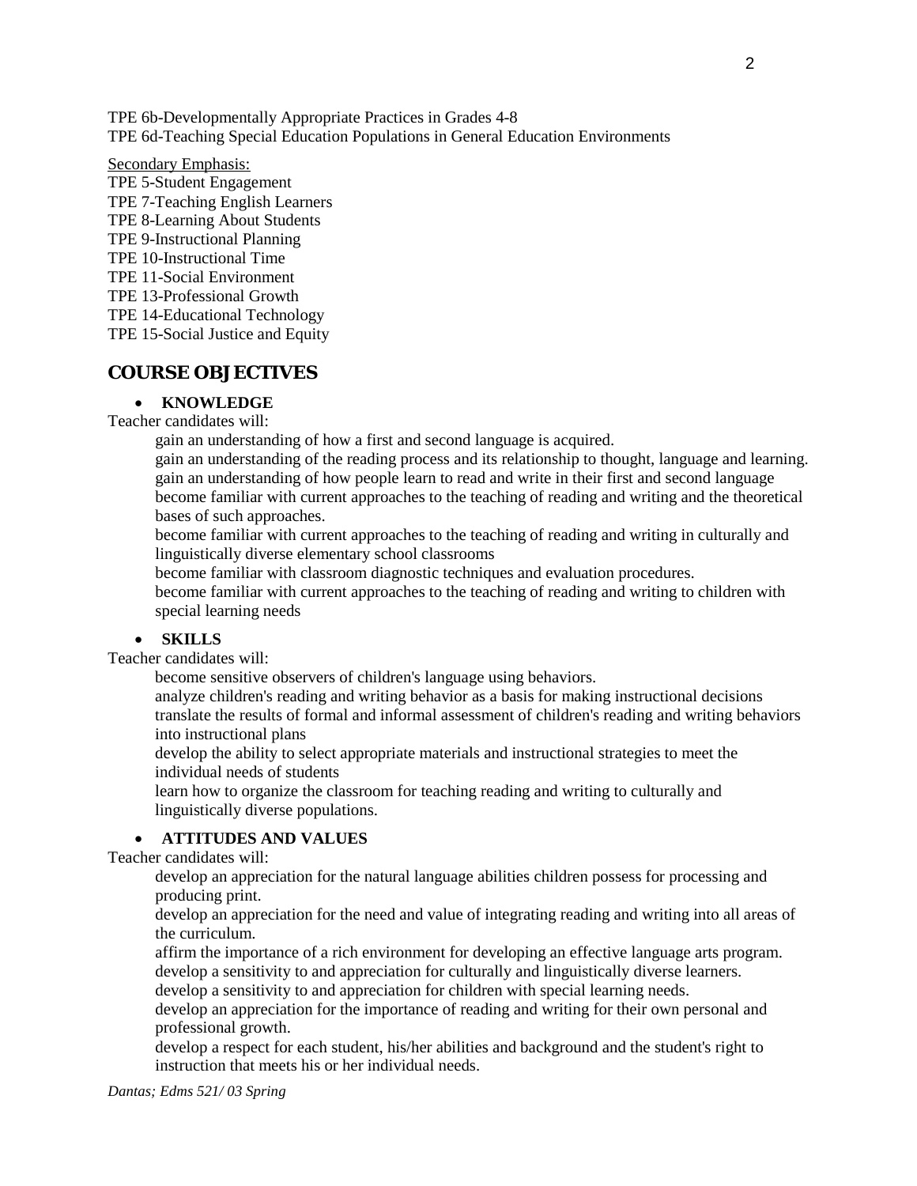TPE 6b-Developmentally Appropriate Practices in Grades 4-8
TPE 6d-Teaching Special Education Populations in General Education Environments

Secondary Emphasis:
TPE 5-Student Engagement
TPE 7-Teaching English Learners
TPE 8-Learning About Students
TPE 9-Instructional Planning
TPE 10-Instructional Time
TPE 11-Social Environment
TPE 13-Professional Growth
TPE 14-Educational Technology
TPE 15-Social Justice and Equity

## COURSE OBJECTIVES

- **KNOWLEDGE**

Teacher candidates will:

gain an understanding of how a first and second language is acquired.
gain an understanding of the reading process and its relationship to thought, language and learning.
gain an understanding of how people learn to read and write in their first and second language
become familiar with current approaches to the teaching of reading and writing and the theoretical bases of such approaches.
become familiar with current approaches to the teaching of reading and writing in culturally and linguistically diverse elementary school classrooms
become familiar with classroom diagnostic techniques and evaluation procedures.
become familiar with current approaches to the teaching of reading and writing to children with special learning needs

- **SKILLS**

Teacher candidates will:

become sensitive observers of children's language using behaviors.
analyze children's reading and writing behavior as a basis for making instructional decisions
translate the results of formal and informal assessment of children's reading and writing behaviors into instructional plans
develop the ability to select appropriate materials and instructional strategies to meet the individual needs of students
learn how to organize the classroom for teaching reading and writing to culturally and linguistically diverse populations.

- **ATTITUDES AND VALUES**

Teacher candidates will:

develop an appreciation for the natural language abilities children possess for processing and producing print.
develop an appreciation for the need and value of integrating reading and writing into all areas of the curriculum.
affirm the importance of a rich environment for developing an effective language arts program.
develop a sensitivity to and appreciation for culturally and linguistically diverse learners.
develop a sensitivity to and appreciation for children with special learning needs.
develop an appreciation for the importance of reading and writing for their own personal and professional growth.
develop a respect for each student, his/her abilities and background and the student's right to instruction that meets his or her individual needs.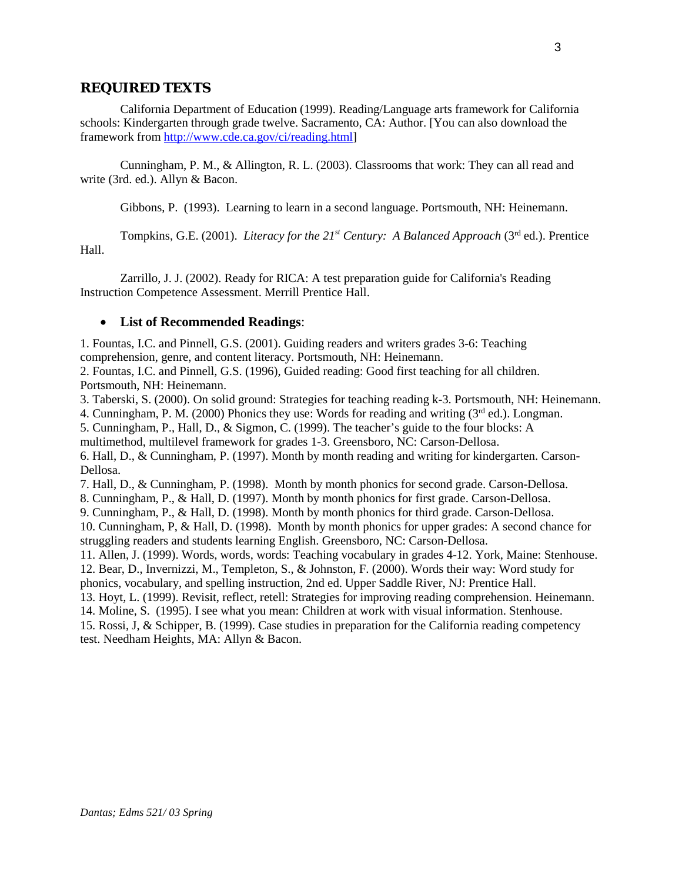## REQUIRED TEXTS

California Department of Education (1999). Reading/Language arts framework for California schools: Kindergarten through grade twelve. Sacramento, CA: Author. [You can also download the framework from [http://www.cde.ca.gov/ci/reading.html](http://www.cde.ca.gov/ci/reading.html)]

Cunningham, P. M., & Allington, R. L. (2003). Classrooms that work: They can all read and write (3rd. ed.). Allyn & Bacon.

Gibbons, P. (1993). Learning to learn in a second language. Portsmouth, NH: Heinemann.

Tompkins, G.E. (2001). *Literacy for the 21st Century: A Balanced Approach* (3rd ed.). Prentice Hall.

Zarrillo, J. J. (2002). Ready for RICA: A test preparation guide for California's Reading Instruction Competence Assessment. Merrill Prentice Hall.

- **List of Recommended Readings**:

1. Fountas, I.C. and Pinnell, G.S. (2001). Guiding readers and writers grades 3-6: Teaching comprehension, genre, and content literacy. Portsmouth, NH: Heinemann.
2. Fountas, I.C. and Pinnell, G.S. (1996), Guided reading: Good first teaching for all children. Portsmouth, NH: Heinemann.
3. Taberski, S. (2000). On solid ground: Strategies for teaching reading k-3. Portsmouth, NH: Heinemann.
4. Cunningham, P. M. (2000) Phonics they use: Words for reading and writing (3rd ed.). Longman.
5. Cunningham, P., Hall, D., & Sigmon, C. (1999). The teacher's guide to the four blocks: A multimethod, multilevel framework for grades 1-3. Greensboro, NC: Carson-Dellosa.
6. Hall, D., & Cunningham, P. (1997). Month by month reading and writing for kindergarten. Carson-Dellosa.
7. Hall, D., & Cunningham, P. (1998). Month by month phonics for second grade. Carson-Dellosa.
8. Cunningham, P., & Hall, D. (1997). Month by month phonics for first grade. Carson-Dellosa.
9. Cunningham, P., & Hall, D. (1998). Month by month phonics for third grade. Carson-Dellosa.
10. Cunningham, P, & Hall, D. (1998). Month by month phonics for upper grades: A second chance for struggling readers and students learning English. Greensboro, NC: Carson-Dellosa.
11. Allen, J. (1999). Words, words, words: Teaching vocabulary in grades 4-12. York, Maine: Stenhouse.
12. Bear, D., Invernizzi, M., Templeton, S., & Johnston, F. (2000). Words their way: Word study for phonics, vocabulary, and spelling instruction, 2nd ed. Upper Saddle River, NJ: Prentice Hall.
13. Hoyt, L. (1999). Revisit, reflect, retell: Strategies for improving reading comprehension. Heinemann.
14. Moline, S. (1995). I see what you mean: Children at work with visual information. Stenhouse.
15. Rossi, J, & Schipper, B. (1999). Case studies in preparation for the California reading competency test. Needham Heights, MA: Allyn & Bacon.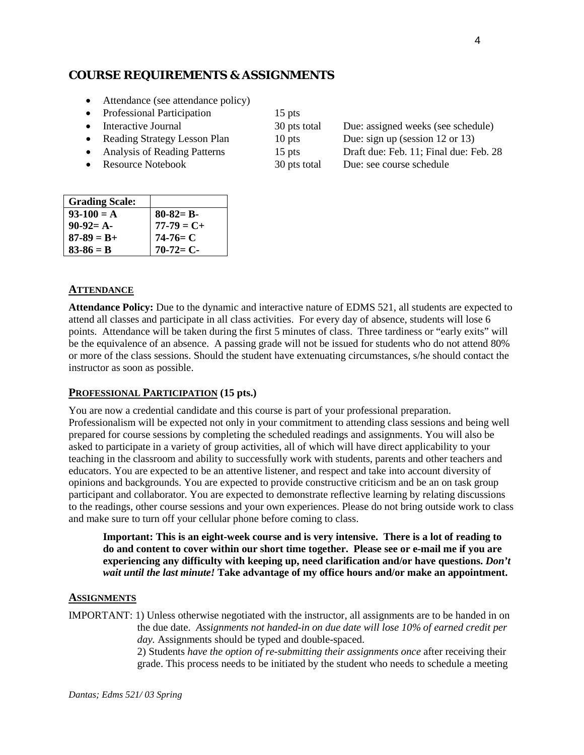## COURSE REQUIREMENTS & ASSIGNMENTS

- Attendance (see attendance policy)
- Professional Participation 15 pts
- Interactive Journal 30 pts total Due: assigned weeks (see schedule)
- Reading Strategy Lesson Plan 10 pts Due: sign up (session 12 or 13)
- Analysis of Reading Patterns 15 pts Draft due: Feb. 11; Final due: Feb. 28
- Resource Notebook 30 pts total Due: see course schedule

| **Grading Scale:** | |
|---|---|
| **93-100 = A** | **80-82= B-** |
| **90-92= A-** | **77-79 = C+** |
| **87-89 = B+** | **74-76= C** |
| **83-86 = B** | **70-72= C-** |

### ATTENDANCE

**Attendance Policy:** Due to the dynamic and interactive nature of EDMS 521, all students are expected to attend all classes and participate in all class activities. For every day of absence, students will lose 6 points. Attendance will be taken during the first 5 minutes of class. Three tardiness or "early exits" will be the equivalence of an absence. A passing grade will not be issued for students who do not attend 80% or more of the class sessions. Should the student have extenuating circumstances, s/he should contact the instructor as soon as possible.

### PROFESSIONAL PARTICIPATION (15 pts.)

You are now a credential candidate and this course is part of your professional preparation. Professionalism will be expected not only in your commitment to attending class sessions and being well prepared for course sessions by completing the scheduled readings and assignments. You will also be asked to participate in a variety of group activities, all of which will have direct applicability to your teaching in the classroom and ability to successfully work with students, parents and other teachers and educators. You are expected to be an attentive listener, and respect and take into account diversity of opinions and backgrounds. You are expected to provide constructive criticism and be an on task group participant and collaborator. You are expected to demonstrate reflective learning by relating discussions to the readings, other course sessions and your own experiences. Please do not bring outside work to class and make sure to turn off your cellular phone before coming to class.

> **Important: This is an eight-week course and is very intensive. There is a lot of reading to do and content to cover within our short time together. Please see or e-mail me if you are experiencing any difficulty with keeping up, need clarification and/or have questions. *Don't wait until the last minute!* Take advantage of my office hours and/or make an appointment.**

### ASSIGNMENTS

IMPORTANT: 1) Unless otherwise negotiated with the instructor, all assignments are to be handed in on the due date. *Assignments not handed-in on due date will lose 10% of earned credit per day.* Assignments should be typed and double-spaced.

2) Students *have the option of re-submitting their assignments once* after receiving their grade. This process needs to be initiated by the student who needs to schedule a meeting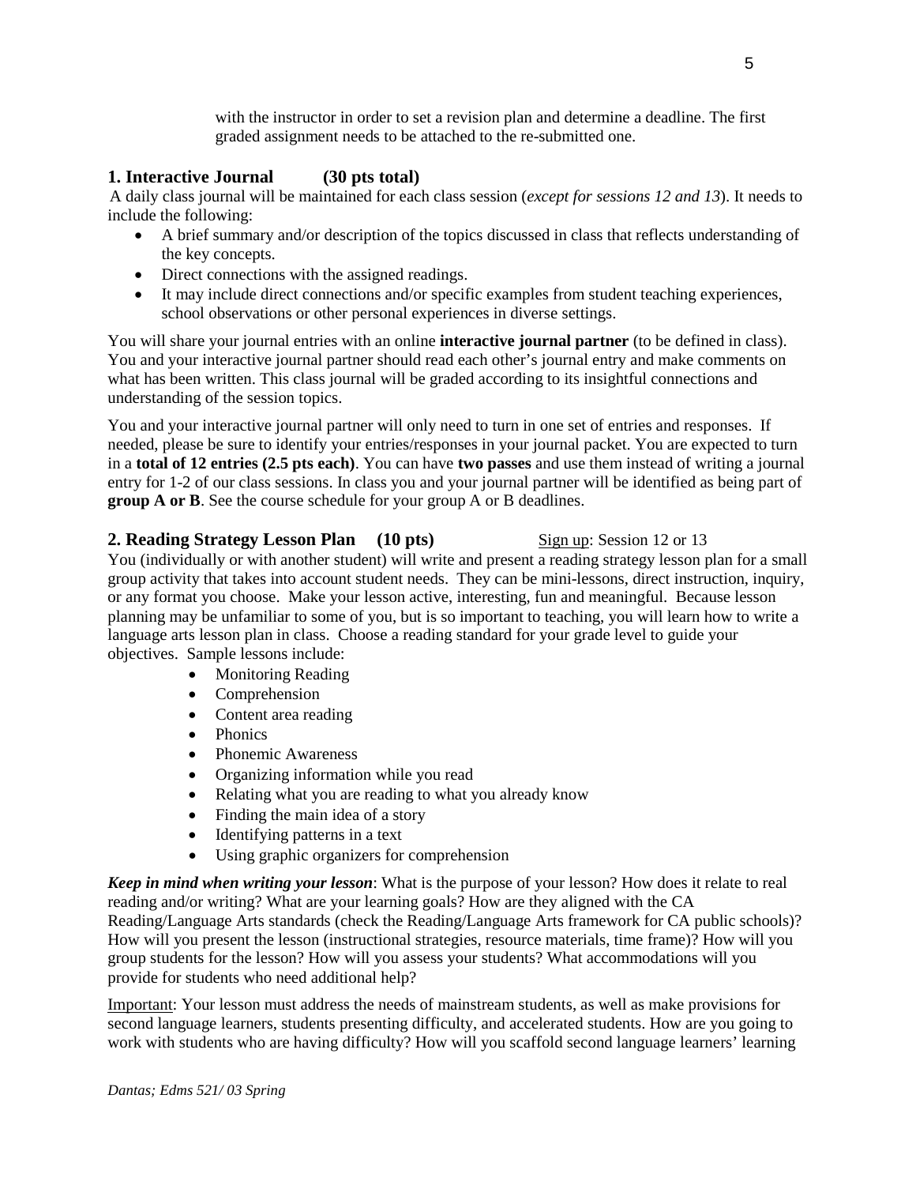with the instructor in order to set a revision plan and determine a deadline. The first graded assignment needs to be attached to the re-submitted one.

## 1. Interactive Journal (30 pts total)

A daily class journal will be maintained for each class session (*except for sessions 12 and 13*). It needs to include the following:

- A brief summary and/or description of the topics discussed in class that reflects understanding of the key concepts.
- Direct connections with the assigned readings.
- It may include direct connections and/or specific examples from student teaching experiences, school observations or other personal experiences in diverse settings.

You will share your journal entries with an online **interactive journal partner** (to be defined in class). You and your interactive journal partner should read each other's journal entry and make comments on what has been written. This class journal will be graded according to its insightful connections and understanding of the session topics.

You and your interactive journal partner will only need to turn in one set of entries and responses. If needed, please be sure to identify your entries/responses in your journal packet. You are expected to turn in a **total of 12 entries (2.5 pts each)**. You can have **two passes** and use them instead of writing a journal entry for 1-2 of our class sessions. In class you and your journal partner will be identified as being part of **group A or B**. See the course schedule for your group A or B deadlines.

## 2. Reading Strategy Lesson Plan (10 pts) Sign up: Session 12 or 13

You (individually or with another student) will write and present a reading strategy lesson plan for a small group activity that takes into account student needs. They can be mini-lessons, direct instruction, inquiry, or any format you choose. Make your lesson active, interesting, fun and meaningful. Because lesson planning may be unfamiliar to some of you, but is so important to teaching, you will learn how to write a language arts lesson plan in class. Choose a reading standard for your grade level to guide your objectives. Sample lessons include:

- Monitoring Reading
- Comprehension
- Content area reading
- Phonics
- Phonemic Awareness
- Organizing information while you read
- Relating what you are reading to what you already know
- Finding the main idea of a story
- Identifying patterns in a text
- Using graphic organizers for comprehension

***Keep in mind when writing your lesson***: What is the purpose of your lesson? How does it relate to real reading and/or writing? What are your learning goals? How are they aligned with the CA Reading/Language Arts standards (check the Reading/Language Arts framework for CA public schools)? How will you present the lesson (instructional strategies, resource materials, time frame)? How will you group students for the lesson? How will you assess your students? What accommodations will you provide for students who need additional help?

Important: Your lesson must address the needs of mainstream students, as well as make provisions for second language learners, students presenting difficulty, and accelerated students. How are you going to work with students who are having difficulty? How will you scaffold second language learners' learning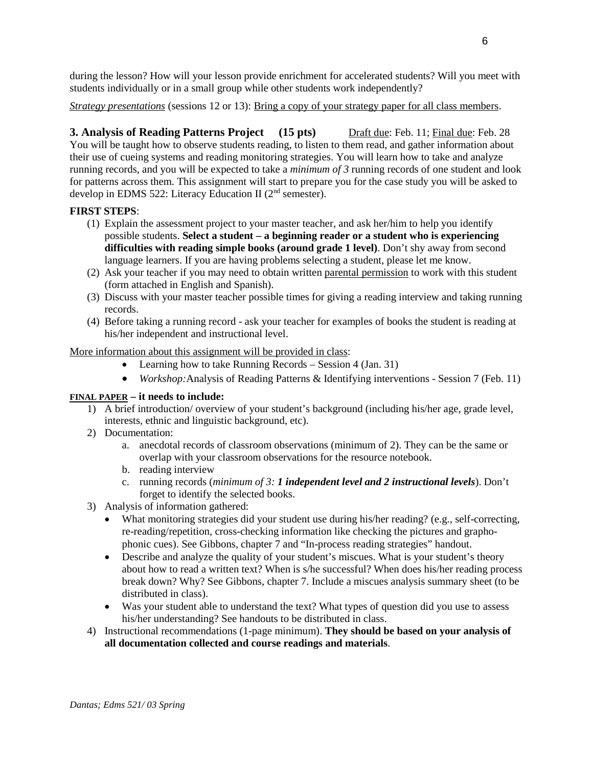during the lesson? How will your lesson provide enrichment for accelerated students? Will you meet with students individually or in a small group while other students work independently?

*Strategy presentations* (sessions 12 or 13): <u>Bring a copy of your strategy paper for all class members</u>.

### 3. Analysis of Reading Patterns Project (15 pts) <u>Draft due</u>: Feb. 11; <u>Final due</u>: Feb. 28

You will be taught how to observe students reading, to listen to them read, and gather information about their use of cueing systems and reading monitoring strategies. You will learn how to take and analyze running records, and you will be expected to take a *minimum of 3* running records of one student and look for patterns across them. This assignment will start to prepare you for the case study you will be asked to develop in EDMS 522: Literacy Education II (2nd semester).

**FIRST STEPS**:

(1) Explain the assessment project to your master teacher, and ask her/him to help you identify possible students. **Select a student – a beginning reader or a student who is experiencing difficulties with reading simple books (around grade 1 level)**. Don't shy away from second language learners. If you are having problems selecting a student, please let me know.
(2) Ask your teacher if you may need to obtain written <u>parental permission</u> to work with this student (form attached in English and Spanish).
(3) Discuss with your master teacher possible times for giving a reading interview and taking running records.
(4) Before taking a running record - ask your teacher for examples of books the student is reading at his/her independent and instructional level.

<u>More information about this assignment will be provided in class</u>:

- Learning how to take Running Records – Session 4 (Jan. 31)
- *Workshop:* Analysis of Reading Patterns & Identifying interventions - Session 7 (Feb. 11)

**<u>FINAL PAPER</u> – it needs to include:**

1) A brief introduction/ overview of your student's background (including his/her age, grade level, interests, ethnic and linguistic background, etc).
2) Documentation:
   a. anecdotal records of classroom observations (minimum of 2). They can be the same or overlap with your classroom observations for the resource notebook.
   b. reading interview
   c. running records (*minimum of 3: **1 independent level and 2 instructional levels***). Don't forget to identify the selected books.
3) Analysis of information gathered:
   - What monitoring strategies did your student use during his/her reading? (e.g., self-correcting, re-reading/repetition, cross-checking information like checking the pictures and grapho-phonic cues). See Gibbons, chapter 7 and "In-process reading strategies" handout.
   - Describe and analyze the quality of your student's miscues. What is your student's theory about how to read a written text? When is s/he successful? When does his/her reading process break down? Why? See Gibbons, chapter 7. Include a miscues analysis summary sheet (to be distributed in class).
   - Was your student able to understand the text? What types of question did you use to assess his/her understanding? See handouts to be distributed in class.
4) Instructional recommendations (1-page minimum). **They should be based on your analysis of all documentation collected and course readings and materials**.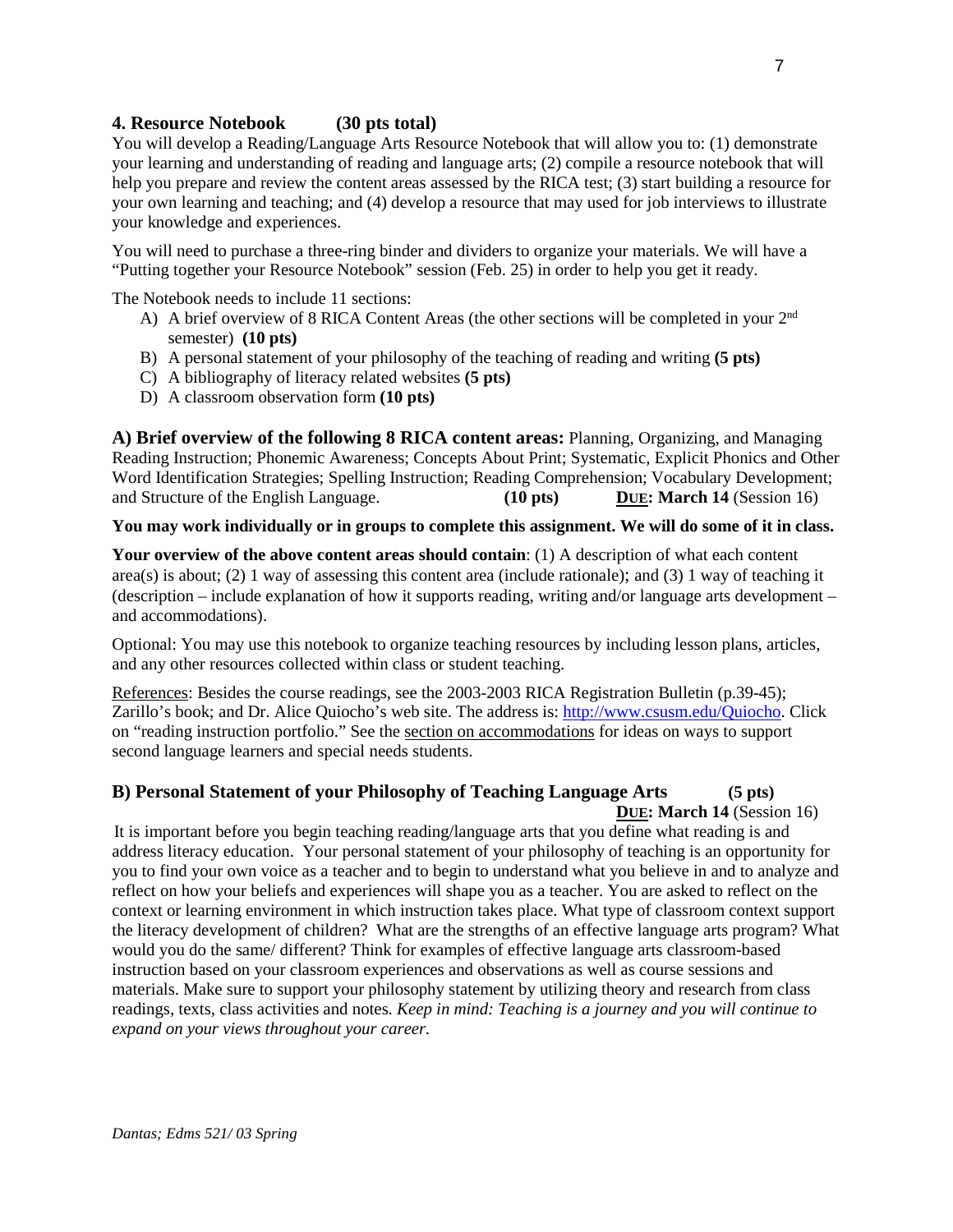## 4. Resource Notebook (30 pts total)

You will develop a Reading/Language Arts Resource Notebook that will allow you to: (1) demonstrate your learning and understanding of reading and language arts; (2) compile a resource notebook that will help you prepare and review the content areas assessed by the RICA test; (3) start building a resource for your own learning and teaching; and (4) develop a resource that may used for job interviews to illustrate your knowledge and experiences.

You will need to purchase a three-ring binder and dividers to organize your materials. We will have a "Putting together your Resource Notebook" session (Feb. 25) in order to help you get it ready.

The Notebook needs to include 11 sections:

A) A brief overview of 8 RICA Content Areas (the other sections will be completed in your 2nd semester) **(10 pts)**
B) A personal statement of your philosophy of the teaching of reading and writing **(5 pts)**
C) A bibliography of literacy related websites **(5 pts)**
D) A classroom observation form **(10 pts)**

**A) Brief overview of the following 8 RICA content areas:** Planning, Organizing, and Managing Reading Instruction; Phonemic Awareness; Concepts About Print; Systematic, Explicit Phonics and Other Word Identification Strategies; Spelling Instruction; Reading Comprehension; Vocabulary Development; and Structure of the English Language. **(10 pts)** **DUE: March 14** (Session 16)

**You may work individually or in groups to complete this assignment. We will do some of it in class.**

**Your overview of the above content areas should contain**: (1) A description of what each content area(s) is about; (2) 1 way of assessing this content area (include rationale); and (3) 1 way of teaching it (description – include explanation of how it supports reading, writing and/or language arts development – and accommodations).

Optional: You may use this notebook to organize teaching resources by including lesson plans, articles, and any other resources collected within class or student teaching.

References: Besides the course readings, see the 2003-2003 RICA Registration Bulletin (p.39-45); Zarillo's book; and Dr. Alice Quiocho's web site. The address is: http://www.csusm.edu/Quiocho. Click on "reading instruction portfolio." See the section on accommodations for ideas on ways to support second language learners and special needs students.

**B) Personal Statement of your Philosophy of Teaching Language Arts (5 pts)**
**DUE: March 14** (Session 16)

It is important before you begin teaching reading/language arts that you define what reading is and address literacy education. Your personal statement of your philosophy of teaching is an opportunity for you to find your own voice as a teacher and to begin to understand what you believe in and to analyze and reflect on how your beliefs and experiences will shape you as a teacher. You are asked to reflect on the context or learning environment in which instruction takes place. What type of classroom context support the literacy development of children? What are the strengths of an effective language arts program? What would you do the same/ different? Think for examples of effective language arts classroom-based instruction based on your classroom experiences and observations as well as course sessions and materials. Make sure to support your philosophy statement by utilizing theory and research from class readings, texts, class activities and notes. *Keep in mind: Teaching is a journey and you will continue to expand on your views throughout your career.*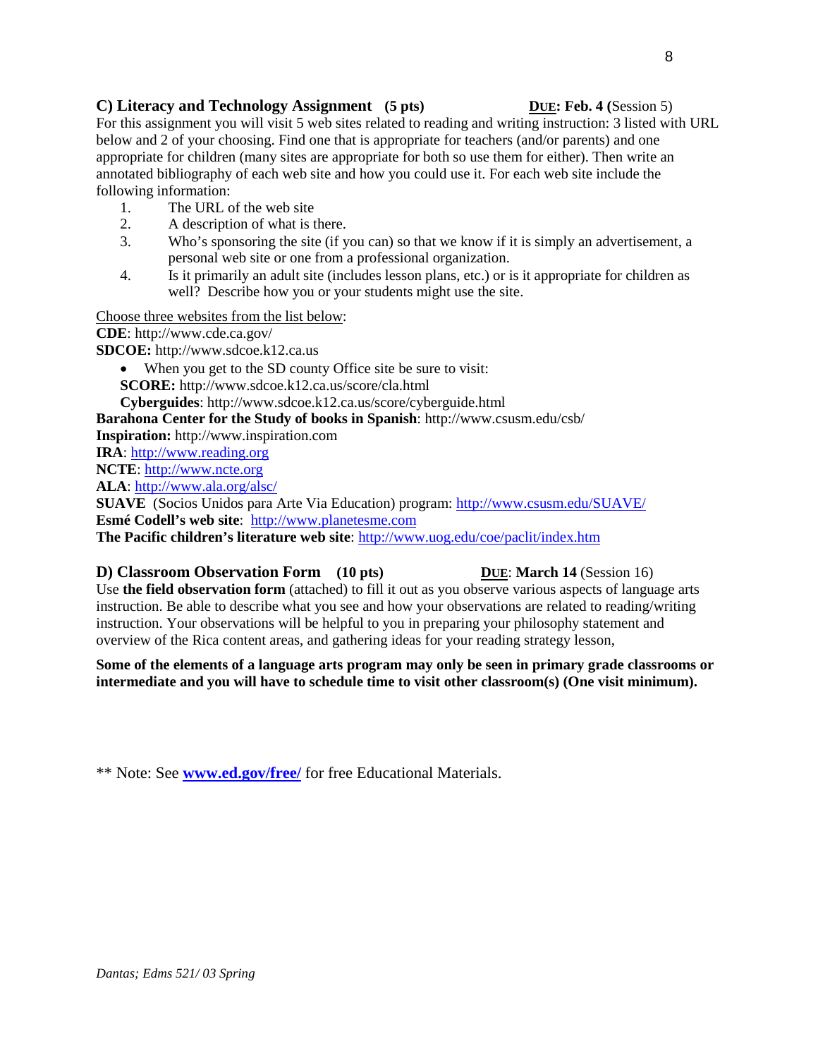### C) Literacy and Technology Assignment (5 pts) **DUE: Feb. 4 (**Session 5)

For this assignment you will visit 5 web sites related to reading and writing instruction: 3 listed with URL below and 2 of your choosing. Find one that is appropriate for teachers (and/or parents) and one appropriate for children (many sites are appropriate for both so use them for either). Then write an annotated bibliography of each web site and how you could use it. For each web site include the following information:

1. The URL of the web site
2. A description of what is there.
3. Who's sponsoring the site (if you can) so that we know if it is simply an advertisement, a personal web site or one from a professional organization.
4. Is it primarily an adult site (includes lesson plans, etc.) or is it appropriate for children as well? Describe how you or your students might use the site.

Choose three websites from the list below:

**CDE**: http://www.cde.ca.gov/
**SDCOE:** http://www.sdcoe.k12.ca.us

- When you get to the SD county Office site be sure to visit:

  **SCORE:** http://www.sdcoe.k12.ca.us/score/cla.html
  **Cyberguides**: http://www.sdcoe.k12.ca.us/score/cyberguide.html

**Barahona Center for the Study of books in Spanish**: http://www.csusm.edu/csb/
**Inspiration:** http://www.inspiration.com
**IRA**: http://www.reading.org
**NCTE**: http://www.ncte.org
**ALA**: http://www.ala.org/alsc/
**SUAVE** (Socios Unidos para Arte Via Education) program: http://www.csusm.edu/SUAVE/
**Esmé Codell's web site**: http://www.planetesme.com
**The Pacific children's literature web site**: http://www.uog.edu/coe/paclit/index.htm

### D) Classroom Observation Form (10 pts) **DUE**: **March 14** (Session 16)

Use **the field observation form** (attached) to fill it out as you observe various aspects of language arts instruction. Be able to describe what you see and how your observations are related to reading/writing instruction. Your observations will be helpful to you in preparing your philosophy statement and overview of the Rica content areas, and gathering ideas for your reading strategy lesson,

**Some of the elements of a language arts program may only be seen in primary grade classrooms or intermediate and you will have to schedule time to visit other classroom(s) (One visit minimum).**

** Note: See **www.ed.gov/free/** for free Educational Materials.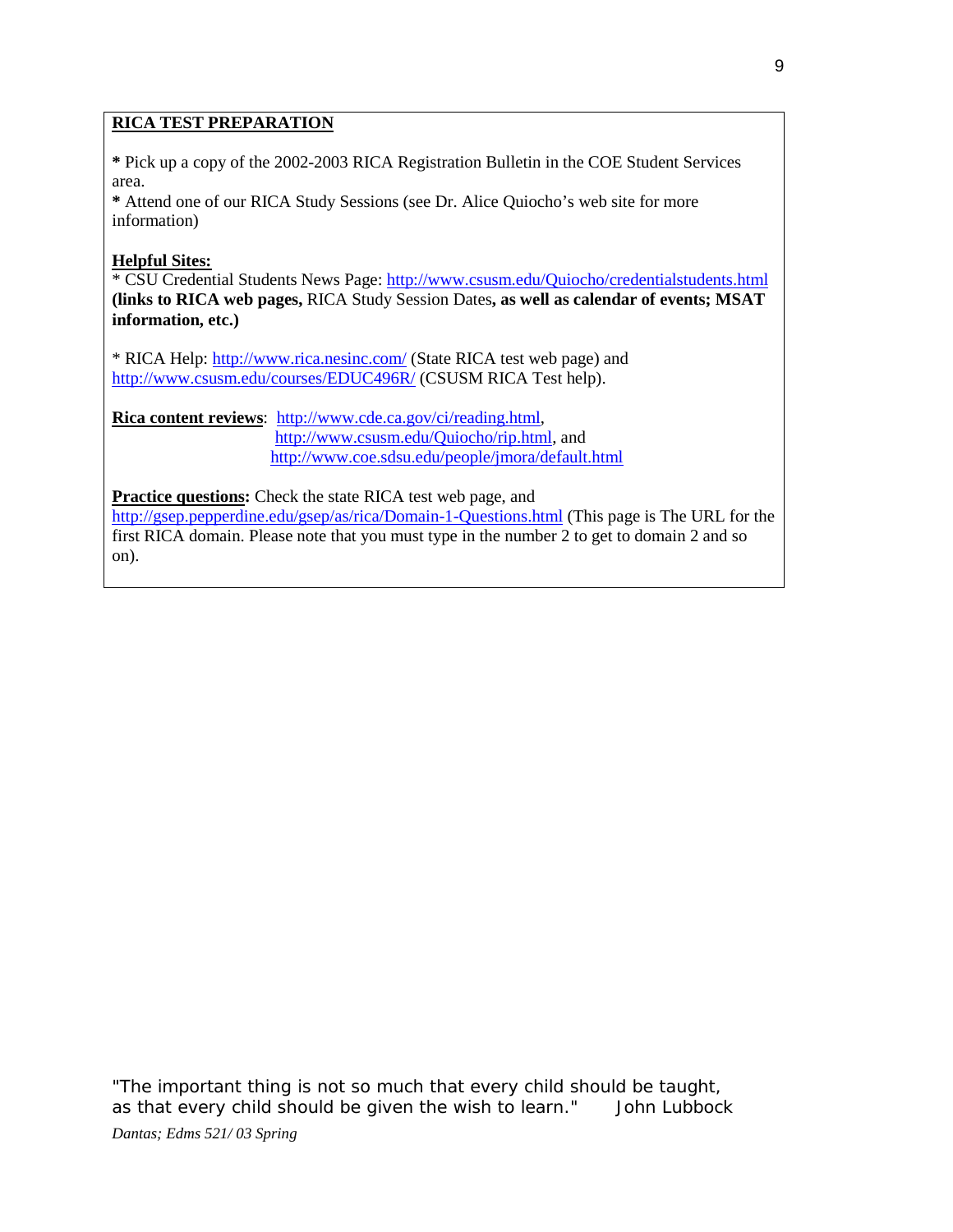**RICA TEST PREPARATION**

**\*** Pick up a copy of the 2002-2003 RICA Registration Bulletin in the COE Student Services area.
**\*** Attend one of our RICA Study Sessions (see Dr. Alice Quiocho's web site for more information)

**Helpful Sites:**
\* CSU Credential Students News Page: http://www.csusm.edu/Quiocho/credentialstudents.html **(links to RICA web pages,** RICA Study Session Dates**, as well as calendar of events; MSAT information, etc.)**

\* RICA Help: http://www.rica.nesinc.com/ (State RICA test web page) and http://www.csusm.edu/courses/EDUC496R/ (CSUSM RICA Test help).

**Rica content reviews**: http://www.cde.ca.gov/ci/reading.html, http://www.csusm.edu/Quiocho/rip.html, and http://www.coe.sdsu.edu/people/jmora/default.html

**Practice questions:** Check the state RICA test web page, and http://gsep.pepperdine.edu/gsep/as/rica/Domain-1-Questions.html (This page is The URL for the first RICA domain. Please note that you must type in the number 2 to get to domain 2 and so on).

"The important thing is not so much that every child should be taught, as that every child should be given the wish to learn." John Lubbock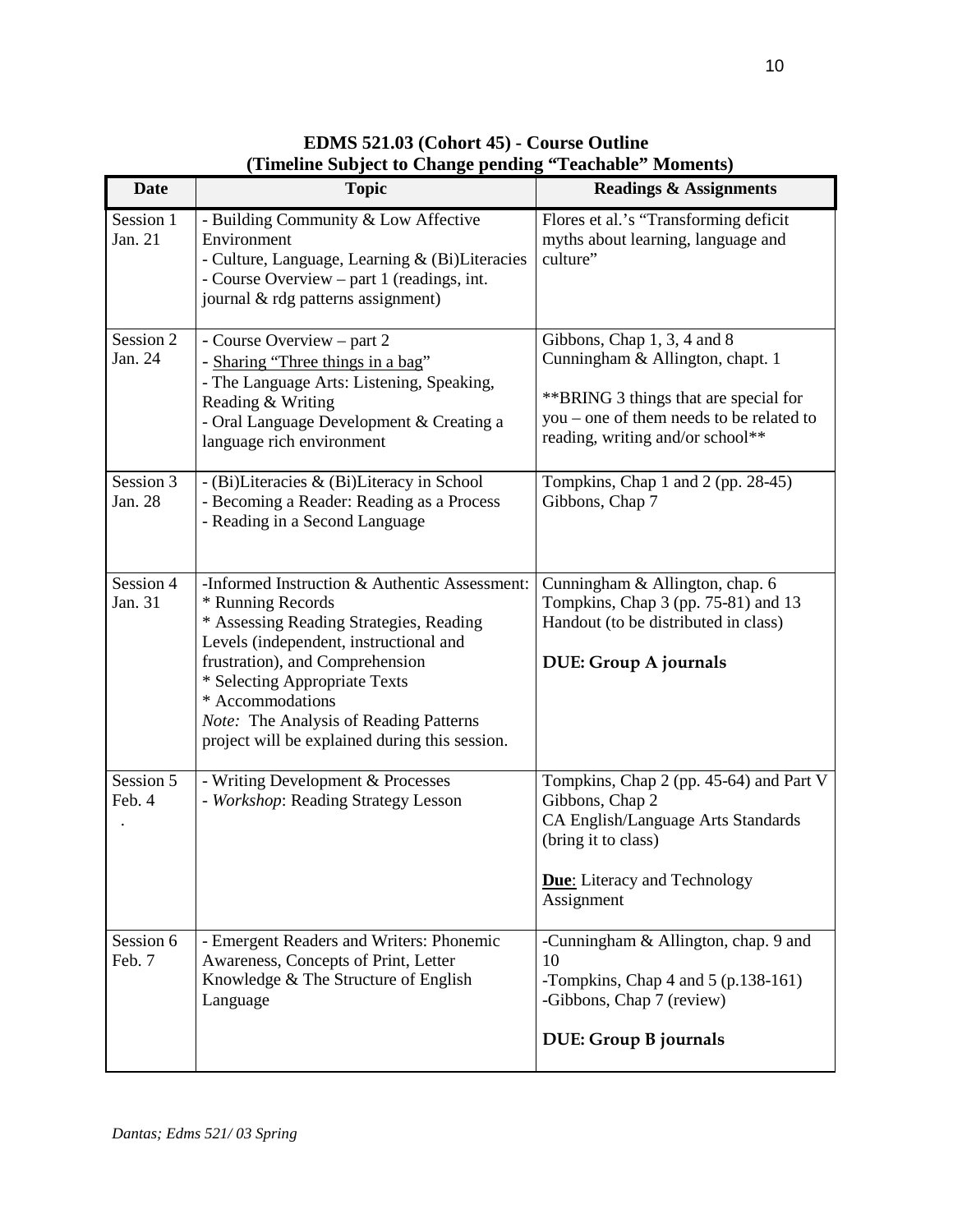**EDMS 521.03 (Cohort 45) - Course Outline**
**(Timeline Subject to Change pending "Teachable" Moments)**

| Date | Topic | Readings & Assignments |
|---|---|---|
| Session 1 Jan. 21 | - Building Community & Low Affective Environment<br>- Culture, Language, Learning & (Bi)Literacies<br>- Course Overview – part 1 (readings, int. journal & rdg patterns assignment) | Flores et al.'s "Transforming deficit myths about learning, language and culture" |
| Session 2 Jan. 24 | - Course Overview – part 2<br>- Sharing "Three things in a bag"<br>- The Language Arts: Listening, Speaking, Reading & Writing<br>- Oral Language Development & Creating a language rich environment | Gibbons, Chap 1, 3, 4 and 8<br>Cunningham & Allington, chapt. 1<br><br>**BRING 3 things that are special for you – one of them needs to be related to reading, writing and/or school** |
| Session 3 Jan. 28 | - (Bi)Literacies & (Bi)Literacy in School<br>- Becoming a Reader: Reading as a Process<br>- Reading in a Second Language | Tompkins, Chap 1 and 2 (pp. 28-45)<br>Gibbons, Chap 7 |
| Session 4 Jan. 31 | -Informed Instruction & Authentic Assessment:<br>* Running Records<br>* Assessing Reading Strategies, Reading Levels (independent, instructional and frustration), and Comprehension<br>* Selecting Appropriate Texts<br>* Accommodations<br>*Note:* The Analysis of Reading Patterns project will be explained during this session. | Cunningham & Allington, chap. 6<br>Tompkins, Chap 3 (pp. 75-81) and 13<br>Handout (to be distributed in class)<br><br>**DUE: Group A journals** |
| Session 5 Feb. 4 | - Writing Development & Processes<br>- *Workshop*: Reading Strategy Lesson | Tompkins, Chap 2 (pp. 45-64) and Part V<br>Gibbons, Chap 2<br>CA English/Language Arts Standards (bring it to class)<br><br>**Due**: Literacy and Technology Assignment |
| Session 6 Feb. 7 | - Emergent Readers and Writers: Phonemic Awareness, Concepts of Print, Letter Knowledge & The Structure of English Language | -Cunningham & Allington, chap. 9 and 10<br>-Tompkins, Chap 4 and 5 (p.138-161)<br>-Gibbons, Chap 7 (review)<br><br>**DUE: Group B journals** |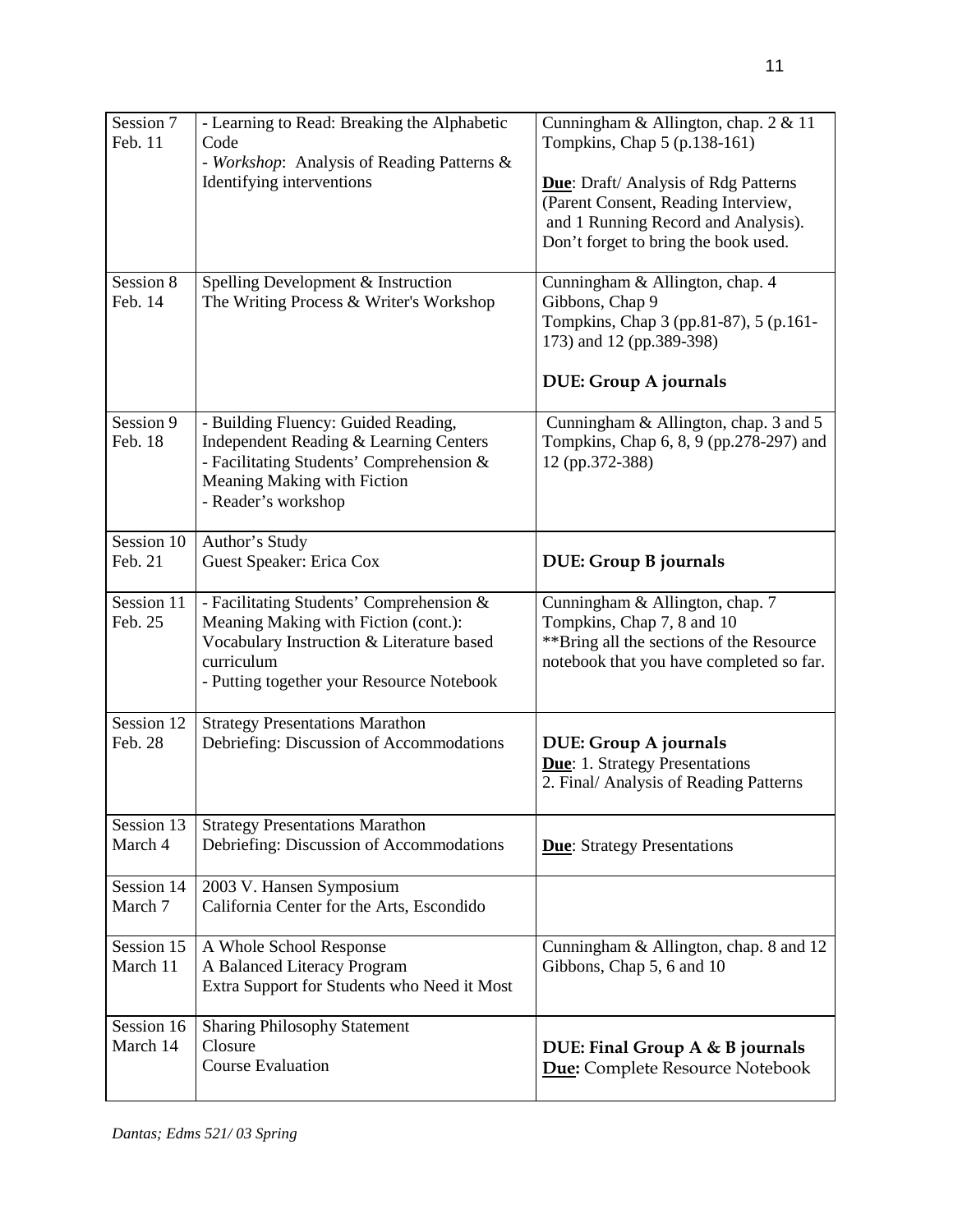| Session 7 Feb. 11 | - Learning to Read: Breaking the Alphabetic Code<br>- *Workshop*: Analysis of Reading Patterns & Identifying interventions | Cunningham & Allington, chap. 2 & 11<br>Tompkins, Chap 5 (p.138-161)<br><br>**Due**: Draft/ Analysis of Rdg Patterns (Parent Consent, Reading Interview, and 1 Running Record and Analysis). Don't forget to bring the book used. |
|---|---|---|
| Session 8 Feb. 14 | Spelling Development & Instruction<br>The Writing Process & Writer's Workshop | Cunningham & Allington, chap. 4<br>Gibbons, Chap 9<br>Tompkins, Chap 3 (pp.81-87), 5 (p.161-173) and 12 (pp.389-398)<br><br>**DUE: Group A journals** |
| Session 9 Feb. 18 | - Building Fluency: Guided Reading, Independent Reading & Learning Centers<br>- Facilitating Students' Comprehension & Meaning Making with Fiction<br>- Reader's workshop | Cunningham & Allington, chap. 3 and 5<br>Tompkins, Chap 6, 8, 9 (pp.278-297) and 12 (pp.372-388) |
| Session 10 Feb. 21 | Author's Study<br>Guest Speaker: Erica Cox | **DUE: Group B journals** |
| Session 11 Feb. 25 | - Facilitating Students' Comprehension & Meaning Making with Fiction (cont.): Vocabulary Instruction & Literature based curriculum<br>- Putting together your Resource Notebook | Cunningham & Allington, chap. 7<br>Tompkins, Chap 7, 8 and 10<br>**Bring all the sections of the Resource notebook that you have completed so far. |
| Session 12 Feb. 28 | Strategy Presentations Marathon<br>Debriefing: Discussion of Accommodations | **DUE: Group A journals**<br>**Due**: 1. Strategy Presentations<br>2. Final/ Analysis of Reading Patterns |
| Session 13 March 4 | Strategy Presentations Marathon<br>Debriefing: Discussion of Accommodations | **Due**: Strategy Presentations |
| Session 14 March 7 | 2003 V. Hansen Symposium<br>California Center for the Arts, Escondido | |
| Session 15 March 11 | A Whole School Response<br>A Balanced Literacy Program<br>Extra Support for Students who Need it Most | Cunningham & Allington, chap. 8 and 12<br>Gibbons, Chap 5, 6 and 10 |
| Session 16 March 14 | Sharing Philosophy Statement<br>Closure<br>Course Evaluation | **DUE: Final Group A & B journals**<br>**Due:** Complete Resource Notebook |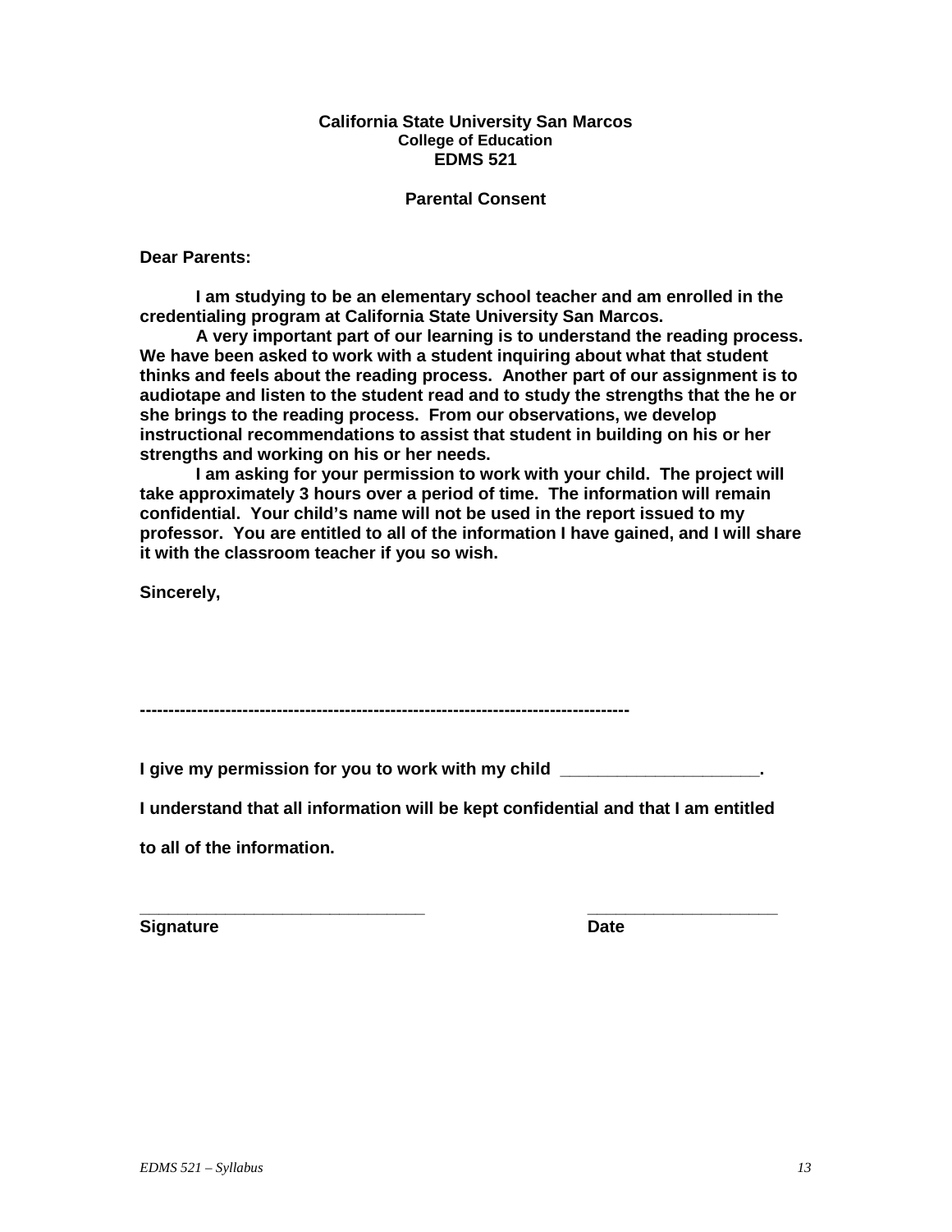**California State University San Marcos**
**College of Education**
**EDMS 521**

**Parental Consent**

**Dear Parents:**

**I am studying to be an elementary school teacher and am enrolled in the credentialing program at California State University San Marcos.**

**A very important part of our learning is to understand the reading process. We have been asked to work with a student inquiring about what that student thinks and feels about the reading process. Another part of our assignment is to audiotape and listen to the student read and to study the strengths that the he or she brings to the reading process. From our observations, we develop instructional recommendations to assist that student in building on his or her strengths and working on his or her needs.**

**I am asking for your permission to work with your child. The project will take approximately 3 hours over a period of time. The information will remain confidential. Your child's name will not be used in the report issued to my professor. You are entitled to all of the information I have gained, and I will share it with the classroom teacher if you so wish.**

**Sincerely,**

**-----------------------------------------------------------------------------------**

**I give my permission for you to work with my child ____________________.**

**I understand that all information will be kept confidential and that I am entitled to all of the information.**

**_______________________________ ____________________**
**Signature Date**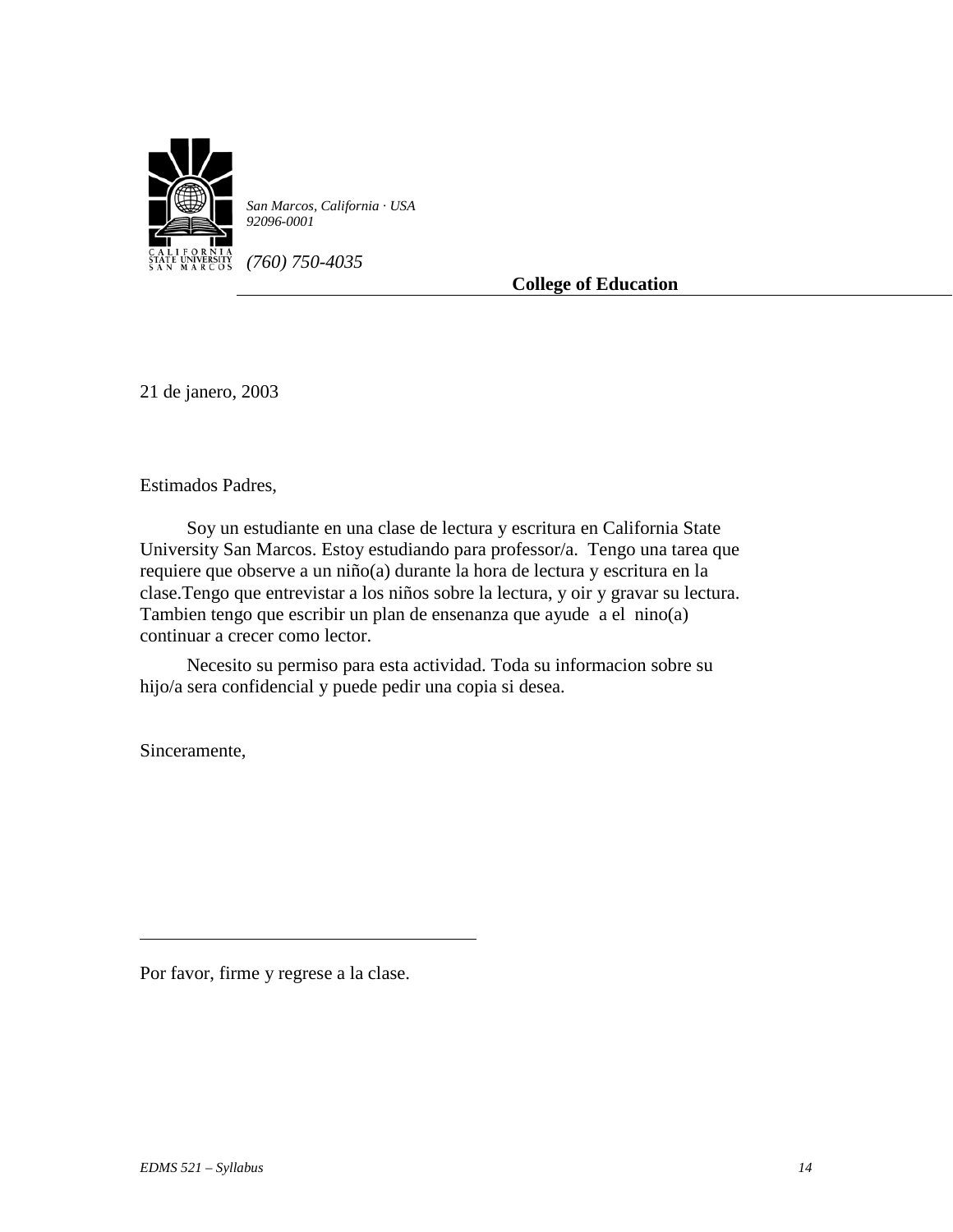CALIFORNIA STATE UNIVERSITY SAN MARCOS

*San Marcos, California · USA 92096-0001*

*(760) 750-4035*

**College of Education**

21 de janero, 2003

Estimados Padres,

Soy un estudiante en una clase de lectura y escritura en California State University San Marcos. Estoy estudiando para professor/a. Tengo una tarea que requiere que observe a un niño(a) durante la hora de lectura y escritura en la clase.Tengo que entrevistar a los niños sobre la lectura, y oir y gravar su lectura. Tambien tengo que escribir un plan de ensenanza que ayude a el nino(a) continuar a crecer como lector.

Necesito su permiso para esta actividad. Toda su informacion sobre su hijo/a sera confidencial y puede pedir una copia si desea.

Sinceramente,

\_\_\_\_\_\_\_\_\_\_\_\_\_\_\_\_\_\_\_\_\_\_\_\_\_\_\_\_\_\_\_\_\_\_\_\_

Por favor, firme y regrese a la clase.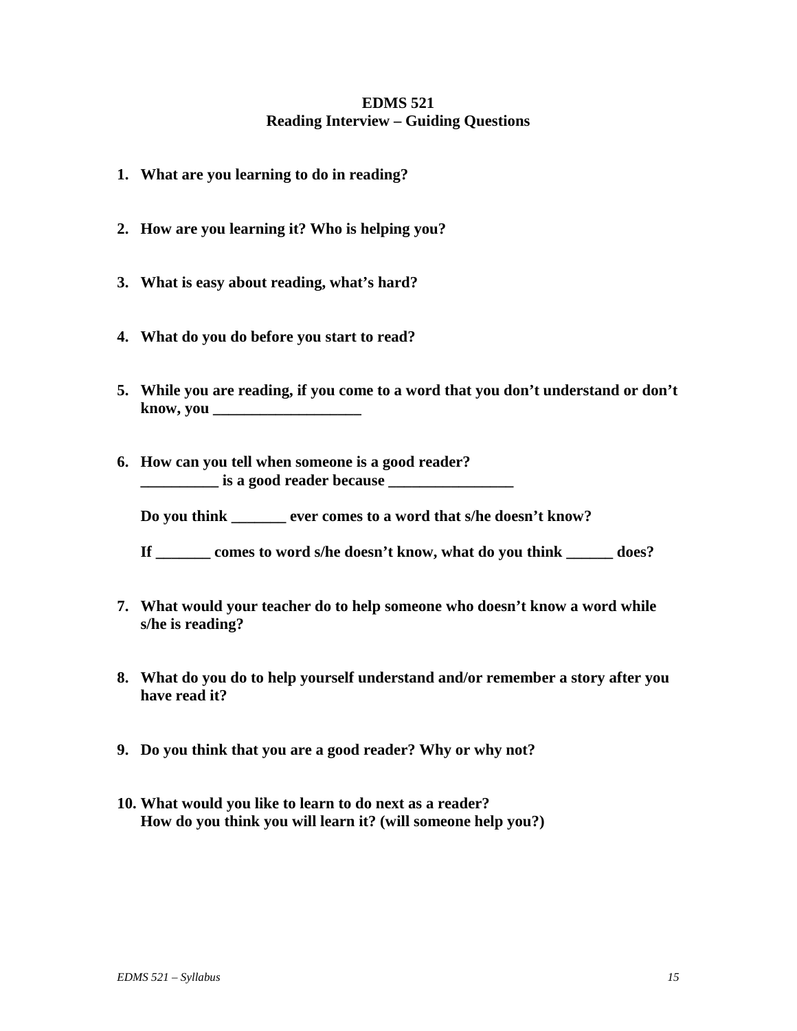**EDMS 521**
**Reading Interview – Guiding Questions**

1. **What are you learning to do in reading?**

2. **How are you learning it? Who is helping you?**

3. **What is easy about reading, what's hard?**

4. **What do you do before you start to read?**

5. **While you are reading, if you come to a word that you don't understand or don't know, you ___________________**

6. **How can you tell when someone is a good reader?**
   **__________ is a good reader because ________________**

   **Do you think _______ ever comes to a word that s/he doesn't know?**

   **If _______ comes to word s/he doesn't know, what do you think ______ does?**

7. **What would your teacher do to help someone who doesn't know a word while s/he is reading?**

8. **What do you do to help yourself understand and/or remember a story after you have read it?**

9. **Do you think that you are a good reader? Why or why not?**

10. **What would you like to learn to do next as a reader?**
    **How do you think you will learn it? (will someone help you?)**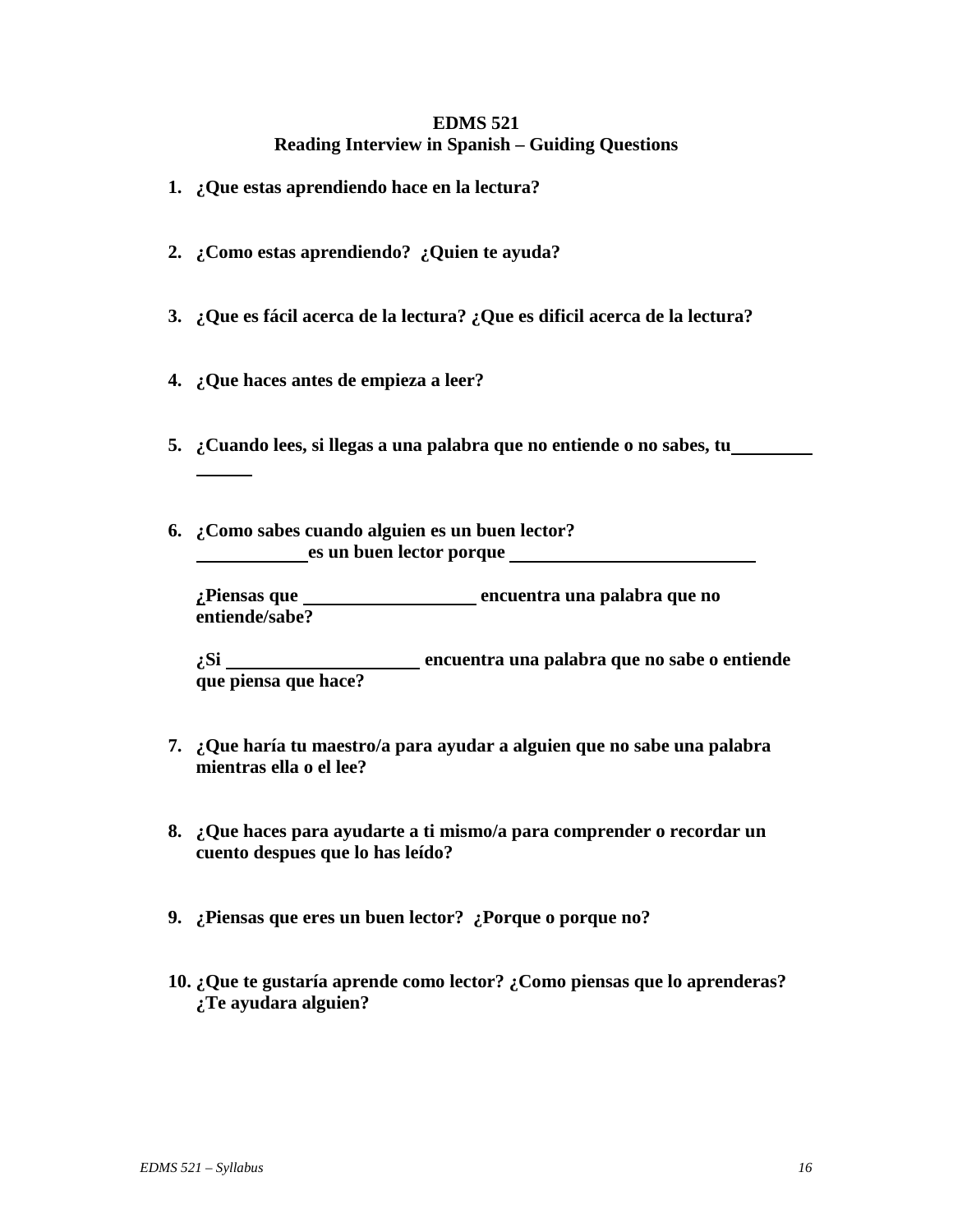**EDMS 521**
**Reading Interview in Spanish – Guiding Questions**

1. **¿Que estas aprendiendo hace en la lectura?**

2. **¿Como estas aprendiendo? ¿Quien te ayuda?**

3. **¿Que es fácil acerca de la lectura? ¿Que es dificil acerca de la lectura?**

4. **¿Que haces antes de empieza a leer?**

5. **¿Cuando lees, si llegas a una palabra que no entiende o no sabes, tu\_\_\_\_\_\_\_\_\_\_ \_\_\_\_\_\_\_**

6. **¿Como sabes cuando alguien es un buen lector?**
   **\_\_\_\_\_\_\_\_\_\_\_\_ es un buen lector porque \_\_\_\_\_\_\_\_\_\_\_\_\_\_\_\_\_\_\_\_\_\_\_\_\_\_\_\_**

   **¿Piensas que \_\_\_\_\_\_\_\_\_\_\_\_\_\_\_\_\_\_\_ encuentra una palabra que no entiende/sabe?**

   **¿Si \_\_\_\_\_\_\_\_\_\_\_\_\_\_\_\_\_\_\_\_\_\_ encuentra una palabra que no sabe o entiende que piensa que hace?**

7. **¿Que haría tu maestro/a para ayudar a alguien que no sabe una palabra mientras ella o el lee?**

8. **¿Que haces para ayudarte a ti mismo/a para comprender o recordar un cuento despues que lo has leído?**

9. **¿Piensas que eres un buen lector? ¿Porque o porque no?**

10. **¿Que te gustaría aprende como lector? ¿Como piensas que lo aprenderas? ¿Te ayudara alguien?**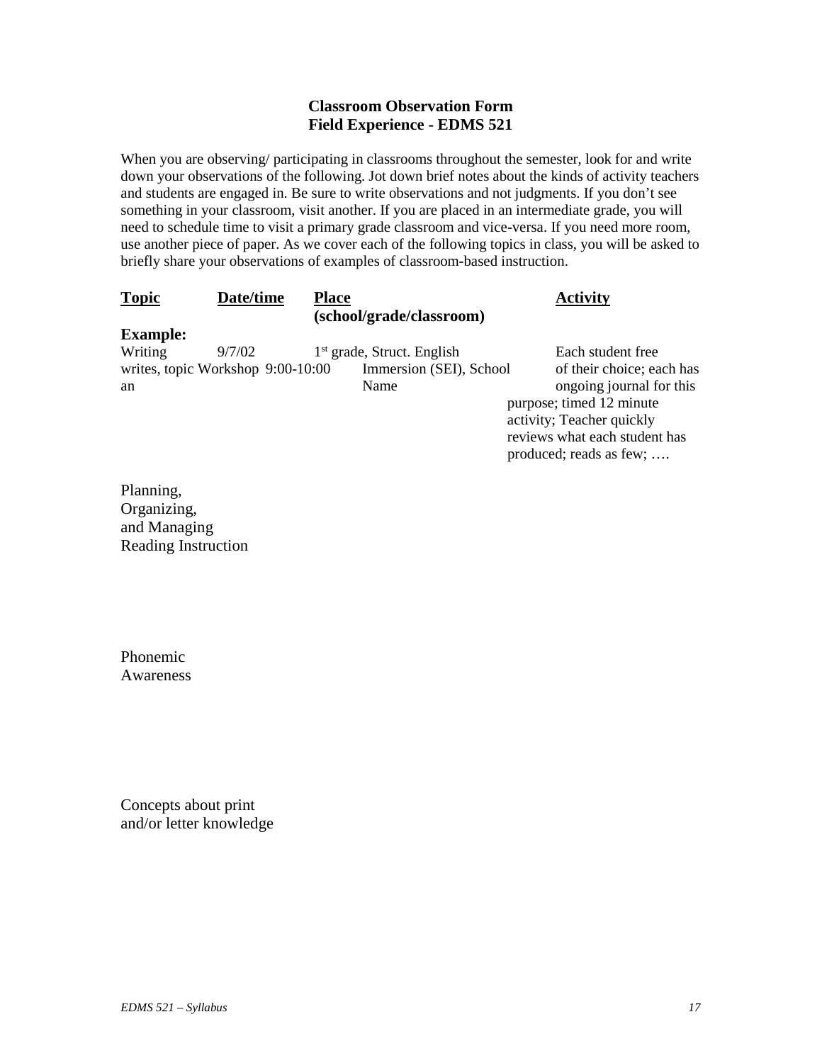**Classroom Observation Form**
**Field Experience - EDMS 521**

When you are observing/ participating in classrooms throughout the semester, look for and write down your observations of the following. Jot down brief notes about the kinds of activity teachers and students are engaged in. Be sure to write observations and not judgments. If you don't see something in your classroom, visit another. If you are placed in an intermediate grade, you will need to schedule time to visit a primary grade classroom and vice-versa. If you need more room, use another piece of paper. As we cover each of the following topics in class, you will be asked to briefly share your observations of examples of classroom-based instruction.

| **Topic** | **Date/time** | **Place (school/grade/classroom)** | **Activity** |
|---|---|---|---|
| **Example:** | | | |
| Writing writes, topic Workshop an | 9/7/02 9:00-10:00 | 1st grade, Struct. English Immersion (SEI), School Name | Each student free of their choice; each has ongoing journal for this purpose; timed 12 minute activity; Teacher quickly reviews what each student has produced; reads as few; …. |
| Planning, Organizing, and Managing Reading Instruction | | | |
| Phonemic Awareness | | | |
| Concepts about print and/or letter knowledge | | | |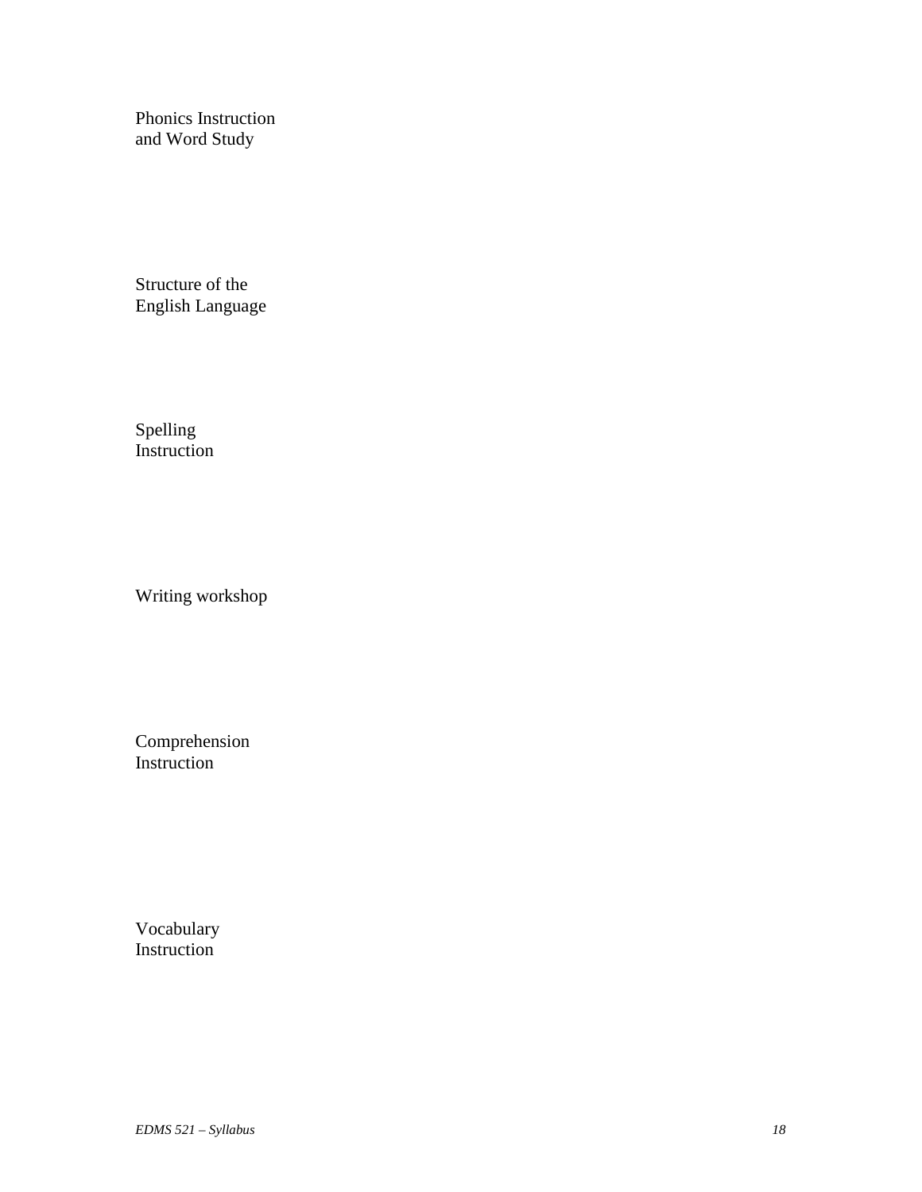Phonics Instruction and Word Study

Structure of the English Language

Spelling Instruction

Writing workshop

Comprehension Instruction

Vocabulary Instruction